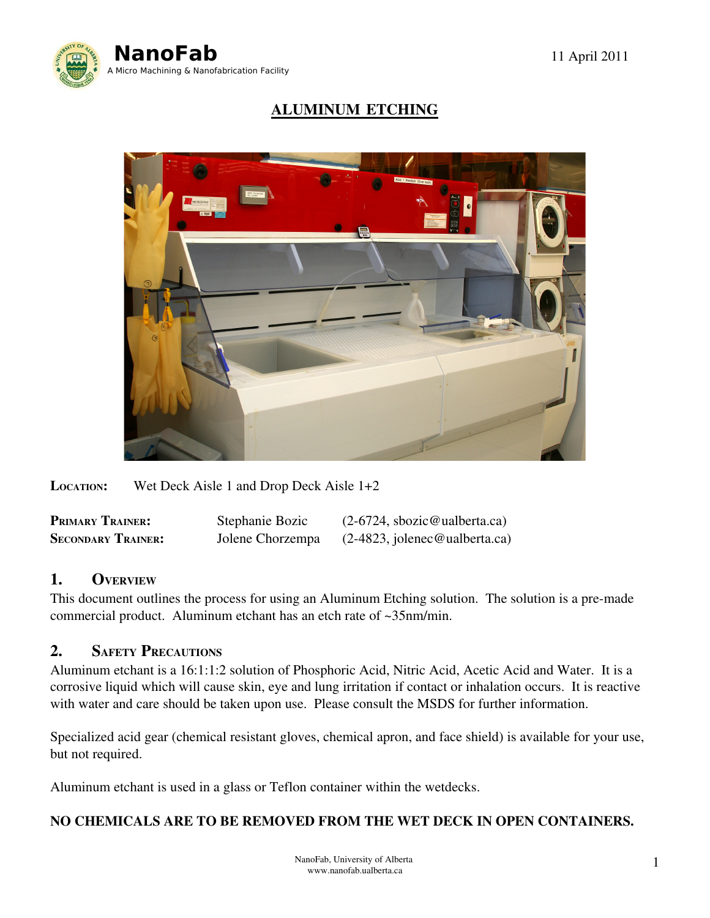**NanoFab**
A Micro Machining & Nanofabrication Facility

11 April 2011

# ALUMINUM ETCHING

**LOCATION:** Wet Deck Aisle 1 and Drop Deck Aisle 1+2

| | | |
|---|---|---|
| **PRIMARY TRAINER:** | Stephanie Bozic | (2-6724, sbozic@ualberta.ca) |
| **SECONDARY TRAINER:** | Jolene Chorzempa | (2-4823, jolenec@ualberta.ca) |

## 1. OVERVIEW

This document outlines the process for using an Aluminum Etching solution. The solution is a pre-made commercial product. Aluminum etchant has an etch rate of ~35nm/min.

## 2. SAFETY PRECAUTIONS

Aluminum etchant is a 16:1:1:2 solution of Phosphoric Acid, Nitric Acid, Acetic Acid and Water. It is a corrosive liquid which will cause skin, eye and lung irritation if contact or inhalation occurs. It is reactive with water and care should be taken upon use. Please consult the MSDS for further information.

Specialized acid gear (chemical resistant gloves, chemical apron, and face shield) is available for your use, but not required.

Aluminum etchant is used in a glass or Teflon container within the wetdecks.

**NO CHEMICALS ARE TO BE REMOVED FROM THE WET DECK IN OPEN CONTAINERS.**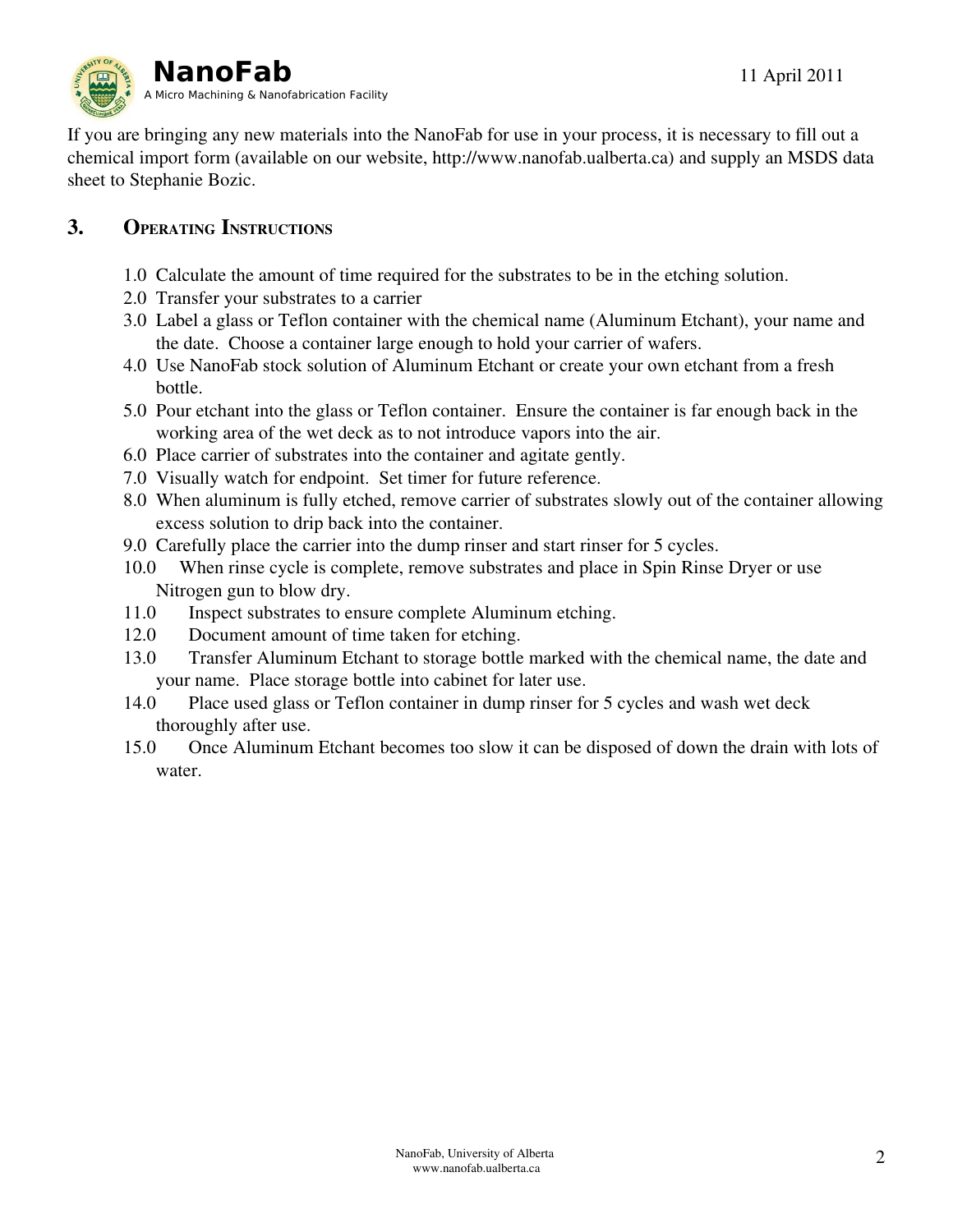If you are bringing any new materials into the NanoFab for use in your process, it is necessary to fill out a chemical import form (available on our website, http://www.nanofab.ualberta.ca) and supply an MSDS data sheet to Stephanie Bozic.

## 3. Operating Instructions

1.0 Calculate the amount of time required for the substrates to be in the etching solution.

2.0 Transfer your substrates to a carrier

3.0 Label a glass or Teflon container with the chemical name (Aluminum Etchant), your name and the date. Choose a container large enough to hold your carrier of wafers.

4.0 Use NanoFab stock solution of Aluminum Etchant or create your own etchant from a fresh bottle.

5.0 Pour etchant into the glass or Teflon container. Ensure the container is far enough back in the working area of the wet deck as to not introduce vapors into the air.

6.0 Place carrier of substrates into the container and agitate gently.

7.0 Visually watch for endpoint. Set timer for future reference.

8.0 When aluminum is fully etched, remove carrier of substrates slowly out of the container allowing excess solution to drip back into the container.

9.0 Carefully place the carrier into the dump rinser and start rinser for 5 cycles.

10.0 When rinse cycle is complete, remove substrates and place in Spin Rinse Dryer or use Nitrogen gun to blow dry.

11.0 Inspect substrates to ensure complete Aluminum etching.

12.0 Document amount of time taken for etching.

13.0 Transfer Aluminum Etchant to storage bottle marked with the chemical name, the date and your name. Place storage bottle into cabinet for later use.

14.0 Place used glass or Teflon container in dump rinser for 5 cycles and wash wet deck thoroughly after use.

15.0 Once Aluminum Etchant becomes too slow it can be disposed of down the drain with lots of water.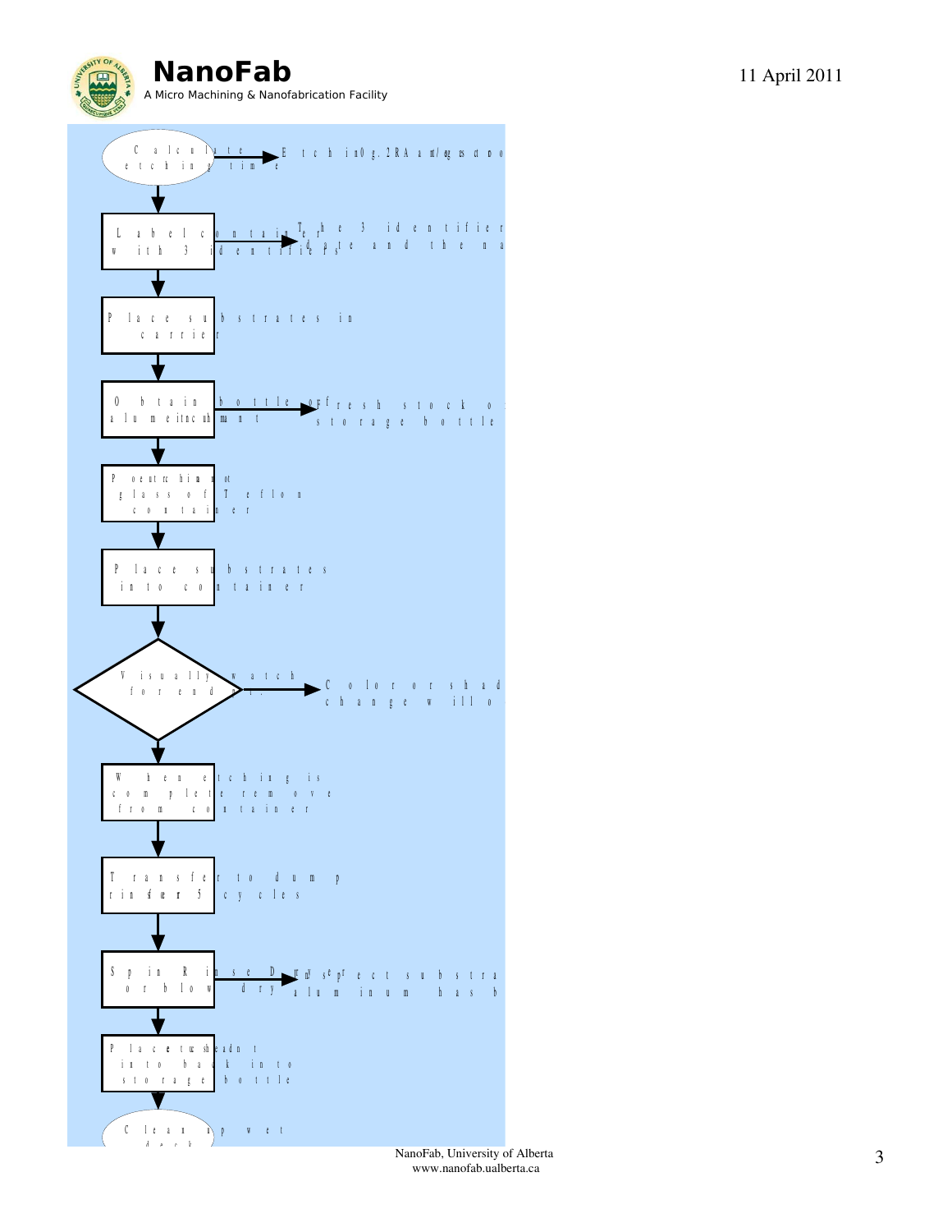- Calculate etching time → Etching 0.2RA am/ogs ct no
- Label container with 3 identifiers → The 3 identifier date and the na
- Place substrates in carrier
- Obtain bottle of aluminum etchant → fresh stock o storage bottle
- Pour etchant into glass or Teflon container
- Place substrates into container
- Visually watch for end pt. → Color or shad change will o
- When etching is complete remove from container
- Transfer to dump rinser for 5 cycles
- Spin Rinse Dry or blow dry → Inspect substra aluminum has b
- Place etchant back into storage bottle
- Clean up wet deck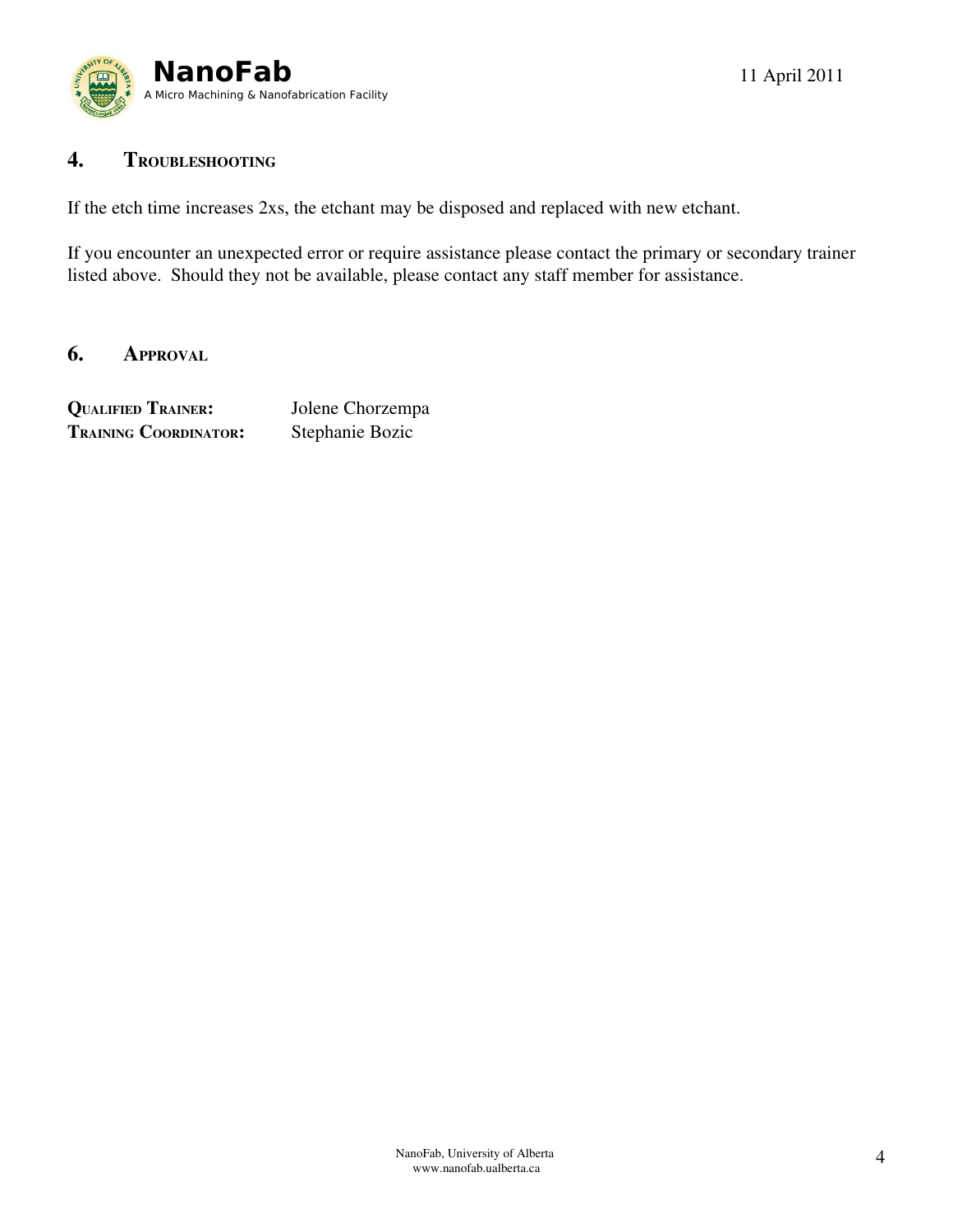## 4. Troubleshooting

If the etch time increases 2xs, the etchant may be disposed and replaced with new etchant.

If you encounter an unexpected error or require assistance please contact the primary or secondary trainer listed above. Should they not be available, please contact any staff member for assistance.

## 6. Approval

**Qualified Trainer:** Jolene Chorzempa
**Training Coordinator:** Stephanie Bozic